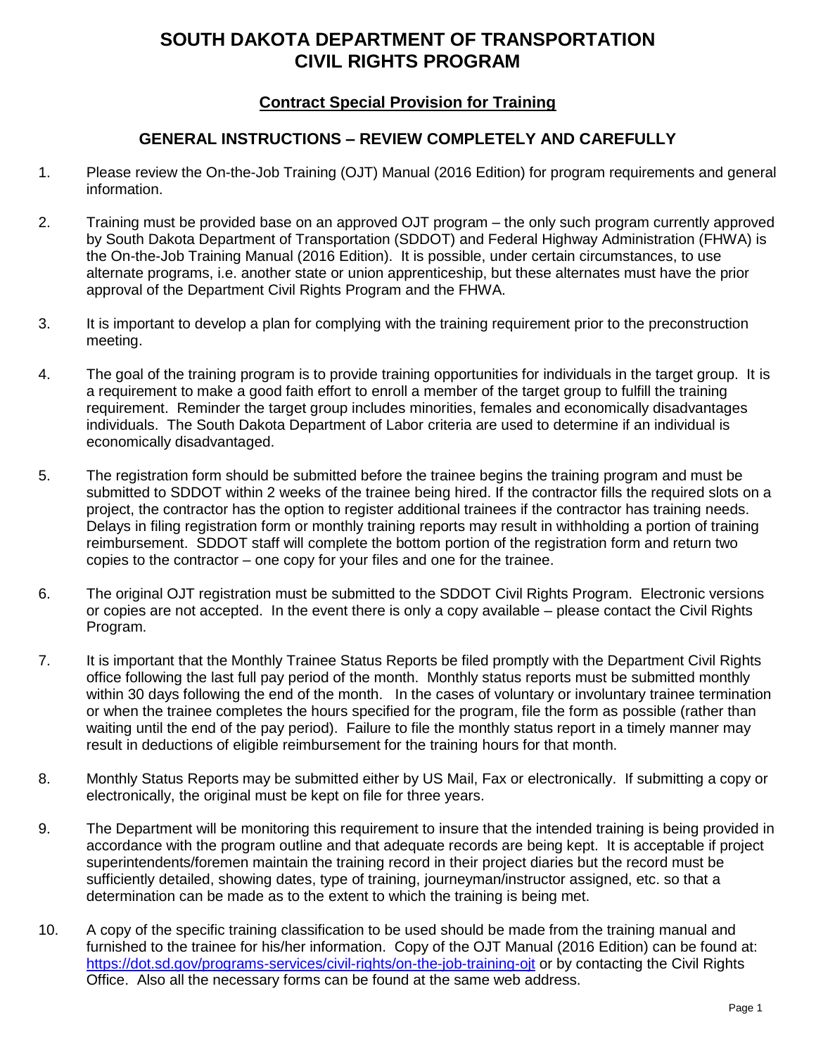# SOUTH DAKOTA DEPARTMENT OF TRANSPORTATION CIVIL RIGHTS PROGRAM

## Contract Special Provision for Training

### GENERAL INSTRUCTIONS – REVIEW COMPLETELY AND CAREFULLY

1. Please review the On-the-Job Training (OJT) Manual (2016 Edition) for program requirements and general information.

2. Training must be provided base on an approved OJT program – the only such program currently approved by South Dakota Department of Transportation (SDDOT) and Federal Highway Administration (FHWA) is the On-the-Job Training Manual (2016 Edition). It is possible, under certain circumstances, to use alternate programs, i.e. another state or union apprenticeship, but these alternates must have the prior approval of the Department Civil Rights Program and the FHWA.

3. It is important to develop a plan for complying with the training requirement prior to the preconstruction meeting.

4. The goal of the training program is to provide training opportunities for individuals in the target group. It is a requirement to make a good faith effort to enroll a member of the target group to fulfill the training requirement. Reminder the target group includes minorities, females and economically disadvantages individuals. The South Dakota Department of Labor criteria are used to determine if an individual is economically disadvantaged.

5. The registration form should be submitted before the trainee begins the training program and must be submitted to SDDOT within 2 weeks of the trainee being hired. If the contractor fills the required slots on a project, the contractor has the option to register additional trainees if the contractor has training needs. Delays in filing registration form or monthly training reports may result in withholding a portion of training reimbursement. SDDOT staff will complete the bottom portion of the registration form and return two copies to the contractor – one copy for your files and one for the trainee.

6. The original OJT registration must be submitted to the SDDOT Civil Rights Program. Electronic versions or copies are not accepted. In the event there is only a copy available – please contact the Civil Rights Program.

7. It is important that the Monthly Trainee Status Reports be filed promptly with the Department Civil Rights office following the last full pay period of the month. Monthly status reports must be submitted monthly within 30 days following the end of the month. In the cases of voluntary or involuntary trainee termination or when the trainee completes the hours specified for the program, file the form as possible (rather than waiting until the end of the pay period). Failure to file the monthly status report in a timely manner may result in deductions of eligible reimbursement for the training hours for that month.

8. Monthly Status Reports may be submitted either by US Mail, Fax or electronically. If submitting a copy or electronically, the original must be kept on file for three years.

9. The Department will be monitoring this requirement to insure that the intended training is being provided in accordance with the program outline and that adequate records are being kept. It is acceptable if project superintendents/foremen maintain the training record in their project diaries but the record must be sufficiently detailed, showing dates, type of training, journeyman/instructor assigned, etc. so that a determination can be made as to the extent to which the training is being met.

10. A copy of the specific training classification to be used should be made from the training manual and furnished to the trainee for his/her information. Copy of the OJT Manual (2016 Edition) can be found at: https://dot.sd.gov/programs-services/civil-rights/on-the-job-training-ojt or by contacting the Civil Rights Office. Also all the necessary forms can be found at the same web address.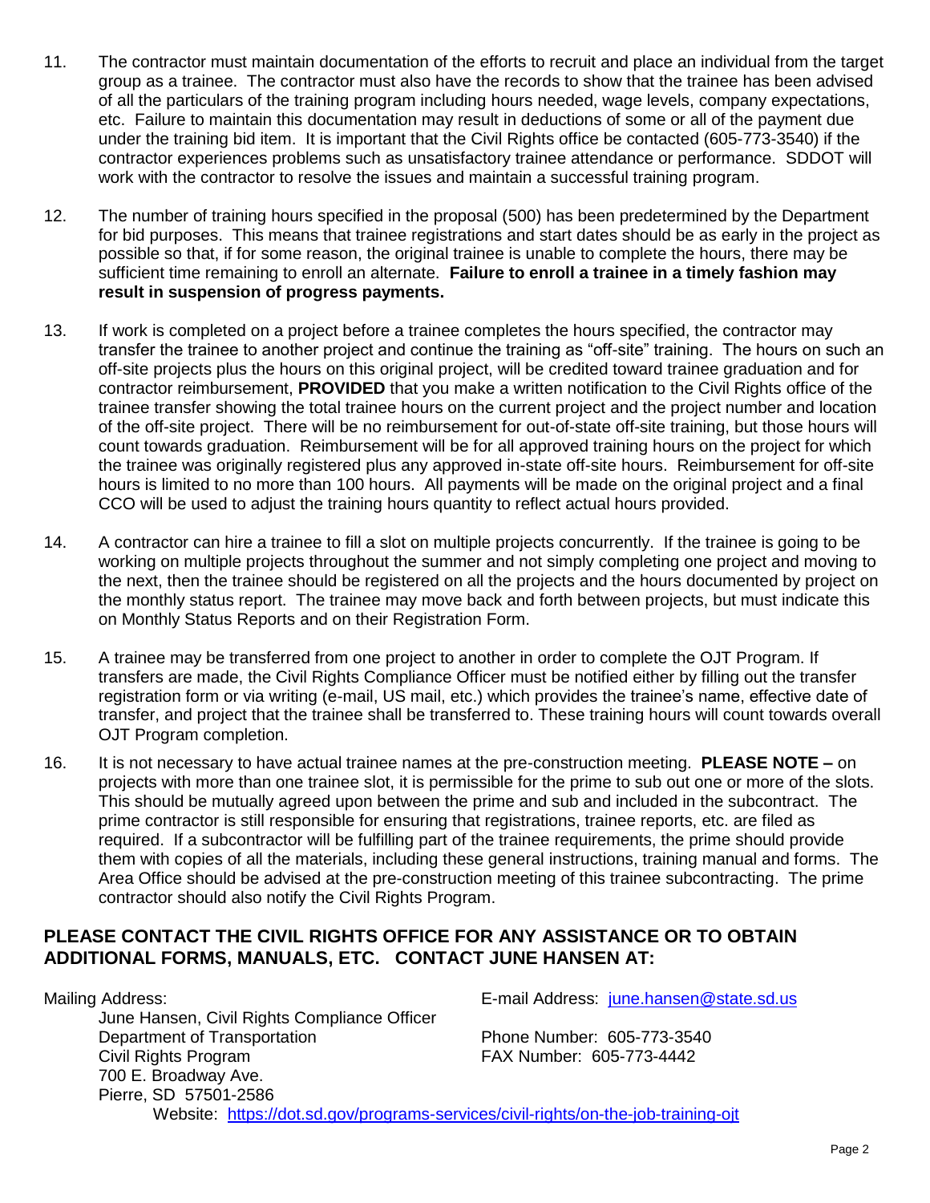11. The contractor must maintain documentation of the efforts to recruit and place an individual from the target group as a trainee. The contractor must also have the records to show that the trainee has been advised of all the particulars of the training program including hours needed, wage levels, company expectations, etc. Failure to maintain this documentation may result in deductions of some or all of the payment due under the training bid item. It is important that the Civil Rights office be contacted (605-773-3540) if the contractor experiences problems such as unsatisfactory trainee attendance or performance. SDDOT will work with the contractor to resolve the issues and maintain a successful training program.

12. The number of training hours specified in the proposal (500) has been predetermined by the Department for bid purposes. This means that trainee registrations and start dates should be as early in the project as possible so that, if for some reason, the original trainee is unable to complete the hours, there may be sufficient time remaining to enroll an alternate. **Failure to enroll a trainee in a timely fashion may result in suspension of progress payments.**

13. If work is completed on a project before a trainee completes the hours specified, the contractor may transfer the trainee to another project and continue the training as "off-site" training. The hours on such an off-site projects plus the hours on this original project, will be credited toward trainee graduation and for contractor reimbursement, **PROVIDED** that you make a written notification to the Civil Rights office of the trainee transfer showing the total trainee hours on the current project and the project number and location of the off-site project. There will be no reimbursement for out-of-state off-site training, but those hours will count towards graduation. Reimbursement will be for all approved training hours on the project for which the trainee was originally registered plus any approved in-state off-site hours. Reimbursement for off-site hours is limited to no more than 100 hours. All payments will be made on the original project and a final CCO will be used to adjust the training hours quantity to reflect actual hours provided.

14. A contractor can hire a trainee to fill a slot on multiple projects concurrently. If the trainee is going to be working on multiple projects throughout the summer and not simply completing one project and moving to the next, then the trainee should be registered on all the projects and the hours documented by project on the monthly status report. The trainee may move back and forth between projects, but must indicate this on Monthly Status Reports and on their Registration Form.

15. A trainee may be transferred from one project to another in order to complete the OJT Program. If transfers are made, the Civil Rights Compliance Officer must be notified either by filling out the transfer registration form or via writing (e-mail, US mail, etc.) which provides the trainee's name, effective date of transfer, and project that the trainee shall be transferred to. These training hours will count towards overall OJT Program completion.

16. It is not necessary to have actual trainee names at the pre-construction meeting. **PLEASE NOTE –** on projects with more than one trainee slot, it is permissible for the prime to sub out one or more of the slots. This should be mutually agreed upon between the prime and sub and included in the subcontract. The prime contractor is still responsible for ensuring that registrations, trainee reports, etc. are filed as required. If a subcontractor will be fulfilling part of the trainee requirements, the prime should provide them with copies of all the materials, including these general instructions, training manual and forms. The Area Office should be advised at the pre-construction meeting of this trainee subcontracting. The prime contractor should also notify the Civil Rights Program.

## PLEASE CONTACT THE CIVIL RIGHTS OFFICE FOR ANY ASSISTANCE OR TO OBTAIN ADDITIONAL FORMS, MANUALS, ETC. CONTACT JUNE HANSEN AT:

Mailing Address:
June Hansen, Civil Rights Compliance Officer
Department of Transportation
Civil Rights Program
700 E. Broadway Ave.
Pierre, SD 57501-2586

E-mail Address: june.hansen@state.sd.us

Phone Number: 605-773-3540
FAX Number: 605-773-4442

Website: https://dot.sd.gov/programs-services/civil-rights/on-the-job-training-ojt